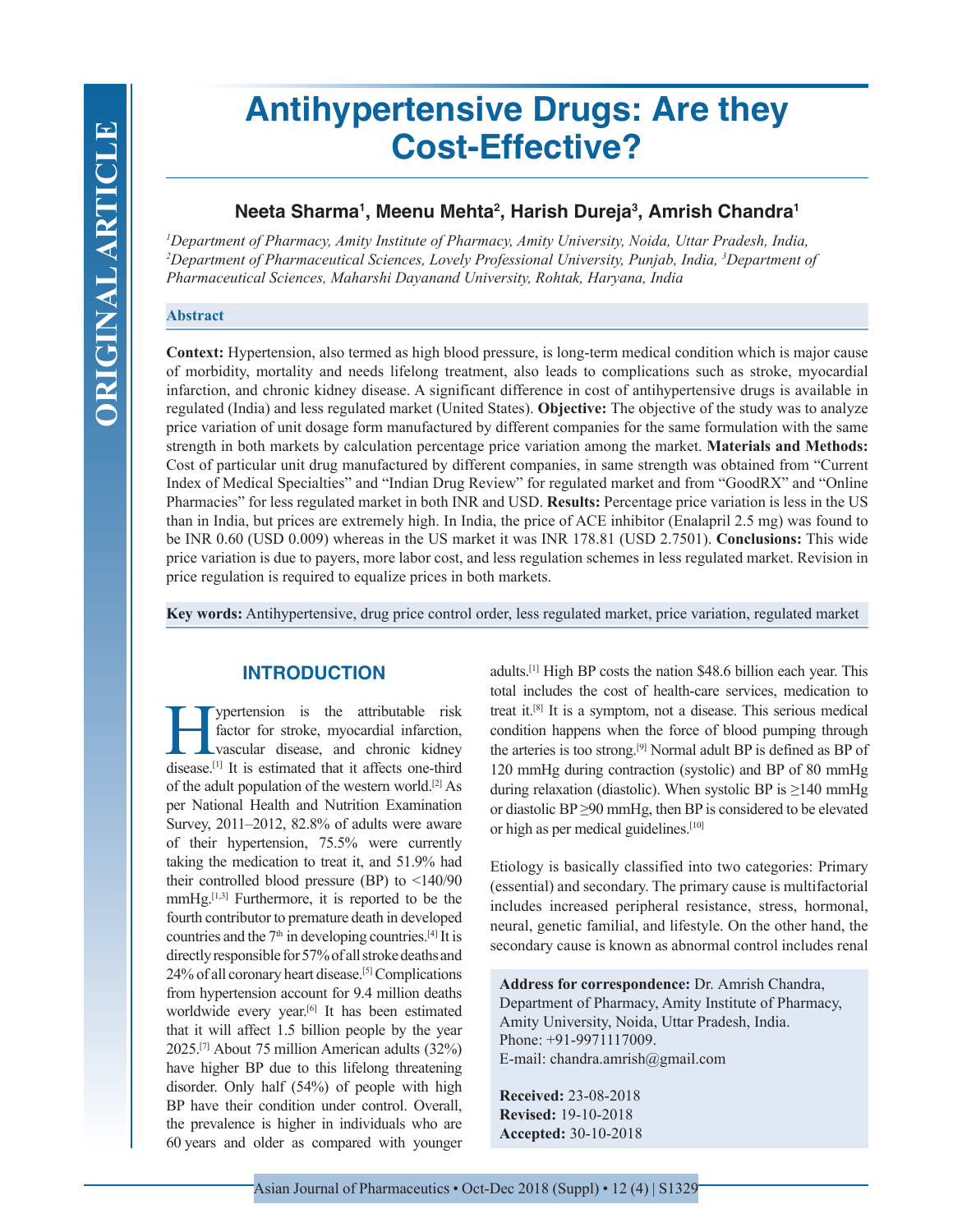# Antihypertensive Drugs: Are they Cost-Effective?

**Neeta Sharma[1], Meenu Mehta[2], Harish Dureja[3], Amrish Chandra[1]**

*[1]Department of Pharmacy, Amity Institute of Pharmacy, Amity University, Noida, Uttar Pradesh, India, [2]Department of Pharmaceutical Sciences, Lovely Professional University, Punjab, India, [3]Department of Pharmaceutical Sciences, Maharshi Dayanand University, Rohtak, Haryana, India*

## Abstract

**Context:** Hypertension, also termed as high blood pressure, is long-term medical condition which is major cause of morbidity, mortality and needs lifelong treatment, also leads to complications such as stroke, myocardial infarction, and chronic kidney disease. A significant difference in cost of antihypertensive drugs is available in regulated (India) and less regulated market (United States). **Objective:** The objective of the study was to analyze price variation of unit dosage form manufactured by different companies for the same formulation with the same strength in both markets by calculation percentage price variation among the market. **Materials and Methods:** Cost of particular unit drug manufactured by different companies, in same strength was obtained from "Current Index of Medical Specialties" and "Indian Drug Review" for regulated market and from "GoodRX" and "Online Pharmacies" for less regulated market in both INR and USD. **Results:** Percentage price variation is less in the US than in India, but prices are extremely high. In India, the price of ACE inhibitor (Enalapril 2.5 mg) was found to be INR 0.60 (USD 0.009) whereas in the US market it was INR 178.81 (USD 2.7501). **Conclusions:** This wide price variation is due to payers, more labor cost, and less regulation schemes in less regulated market. Revision in price regulation is required to equalize prices in both markets.

**Key words:** Antihypertensive, drug price control order, less regulated market, price variation, regulated market

## INTRODUCTION

Hypertension is the attributable risk factor for stroke, myocardial infarction, vascular disease, and chronic kidney disease.[1] It is estimated that it affects one-third of the adult population of the western world.[2] As per National Health and Nutrition Examination Survey, 2011–2012, 82.8% of adults were aware of their hypertension, 75.5% were currently taking the medication to treat it, and 51.9% had their controlled blood pressure (BP) to <140/90 mmHg.[1,3] Furthermore, it is reported to be the fourth contributor to premature death in developed countries and the 7th in developing countries.[4] It is directly responsible for 57% of all stroke deaths and 24% of all coronary heart disease.[5] Complications from hypertension account for 9.4 million deaths worldwide every year.[6] It has been estimated that it will affect 1.5 billion people by the year 2025.[7] About 75 million American adults (32%) have higher BP due to this lifelong threatening disorder. Only half (54%) of people with high BP have their condition under control. Overall, the prevalence is higher in individuals who are 60 years and older as compared with younger adults.[1] High BP costs the nation $48.6 billion each year. This total includes the cost of health-care services, medication to treat it.[8] It is a symptom, not a disease. This serious medical condition happens when the force of blood pumping through the arteries is too strong.[9] Normal adult BP is defined as BP of 120 mmHg during contraction (systolic) and BP of 80 mmHg during relaxation (diastolic). When systolic BP is ≥140 mmHg or diastolic BP ≥90 mmHg, then BP is considered to be elevated or high as per medical guidelines.[10]

Etiology is basically classified into two categories: Primary (essential) and secondary. The primary cause is multifactorial includes increased peripheral resistance, stress, hormonal, neural, genetic familial, and lifestyle. On the other hand, the secondary cause is known as abnormal control includes renal

**Address for correspondence:** Dr. Amrish Chandra, Department of Pharmacy, Amity Institute of Pharmacy, Amity University, Noida, Uttar Pradesh, India. Phone: +91-9971117009. E-mail: chandra.amrish@gmail.com

**Received:** 23-08-2018
**Revised:** 19-10-2018
**Accepted:** 30-10-2018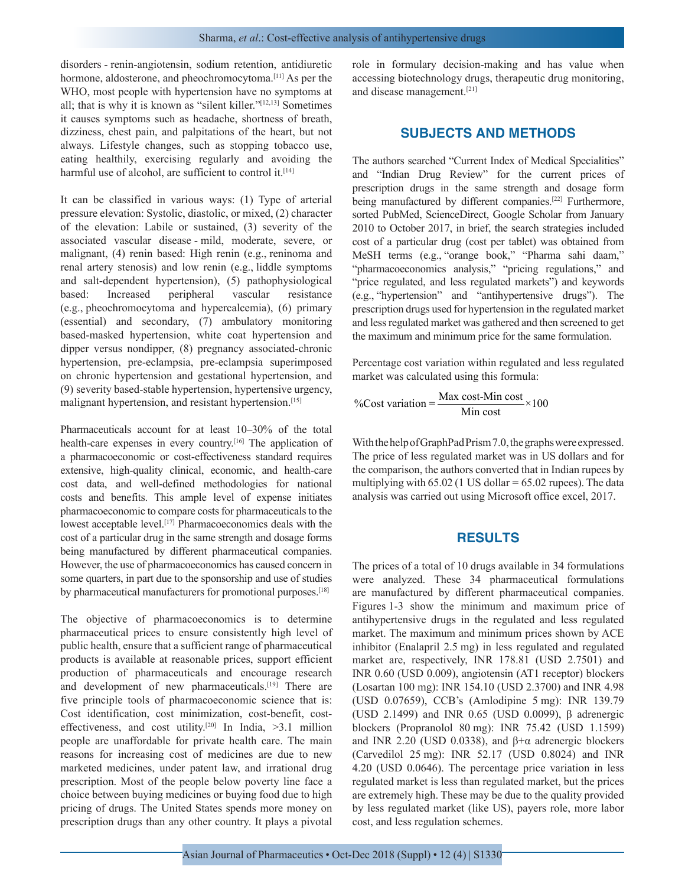disorders - renin-angiotensin, sodium retention, antidiuretic hormone, aldosterone, and pheochromocytoma.[11] As per the WHO, most people with hypertension have no symptoms at all; that is why it is known as "silent killer."[12,13] Sometimes it causes symptoms such as headache, shortness of breath, dizziness, chest pain, and palpitations of the heart, but not always. Lifestyle changes, such as stopping tobacco use, eating healthily, exercising regularly and avoiding the harmful use of alcohol, are sufficient to control it.[14]

It can be classified in various ways: (1) Type of arterial pressure elevation: Systolic, diastolic, or mixed, (2) character of the elevation: Labile or sustained, (3) severity of the associated vascular disease - mild, moderate, severe, or malignant, (4) renin based: High renin (e.g., reninoma and renal artery stenosis) and low renin (e.g., liddle symptoms and salt-dependent hypertension), (5) pathophysiological based: Increased peripheral vascular resistance (e.g., pheochromocytoma and hypercalcemia), (6) primary (essential) and secondary, (7) ambulatory monitoring based-masked hypertension, white coat hypertension and dipper versus nondipper, (8) pregnancy associated-chronic hypertension, pre-eclampsia, pre-eclampsia superimposed on chronic hypertension and gestational hypertension, and (9) severity based-stable hypertension, hypertensive urgency, malignant hypertension, and resistant hypertension.[15]

Pharmaceuticals account for at least 10–30% of the total health-care expenses in every country.[16] The application of a pharmacoeconomic or cost-effectiveness standard requires extensive, high-quality clinical, economic, and health-care cost data, and well-defined methodologies for national costs and benefits. This ample level of expense initiates pharmacoeconomic to compare costs for pharmaceuticals to the lowest acceptable level.[17] Pharmacoeconomics deals with the cost of a particular drug in the same strength and dosage forms being manufactured by different pharmaceutical companies. However, the use of pharmacoeconomics has caused concern in some quarters, in part due to the sponsorship and use of studies by pharmaceutical manufacturers for promotional purposes.[18]

The objective of pharmacoeconomics is to determine pharmaceutical prices to ensure consistently high level of public health, ensure that a sufficient range of pharmaceutical products is available at reasonable prices, support efficient production of pharmaceuticals and encourage research and development of new pharmaceuticals.[19] There are five principle tools of pharmacoeconomic science that is: Cost identification, cost minimization, cost-benefit, cost-effectiveness, and cost utility.[20] In India, >3.1 million people are unaffordable for private health care. The main reasons for increasing cost of medicines are due to new marketed medicines, under patent law, and irrational drug prescription. Most of the people below poverty line face a choice between buying medicines or buying food due to high pricing of drugs. The United States spends more money on prescription drugs than any other country. It plays a pivotal role in formulary decision-making and has value when accessing biotechnology drugs, therapeutic drug monitoring, and disease management.[21]

## SUBJECTS AND METHODS

The authors searched "Current Index of Medical Specialities" and "Indian Drug Review" for the current prices of prescription drugs in the same strength and dosage form being manufactured by different companies.[22] Furthermore, sorted PubMed, ScienceDirect, Google Scholar from January 2010 to October 2017, in brief, the search strategies included cost of a particular drug (cost per tablet) was obtained from MeSH terms (e.g., "orange book," "Pharma sahi daam," "pharmacoeconomics analysis," "pricing regulations," and "price regulated, and less regulated markets") and keywords (e.g., "hypertension" and "antihypertensive drugs"). The prescription drugs used for hypertension in the regulated market and less regulated market was gathered and then screened to get the maximum and minimum price for the same formulation.

Percentage cost variation within regulated and less regulated market was calculated using this formula:

$$\%\text{Cost variation} = \frac{\text{Max cost-Min cost}}{\text{Min cost}} \times 100$$

With the help of GraphPad Prism 7.0, the graphs were expressed. The price of less regulated market was in US dollars and for the comparison, the authors converted that in Indian rupees by multiplying with 65.02 (1 US dollar = 65.02 rupees). The data analysis was carried out using Microsoft office excel, 2017.

## RESULTS

The prices of a total of 10 drugs available in 34 formulations were analyzed. These 34 pharmaceutical formulations are manufactured by different pharmaceutical companies. Figures 1-3 show the minimum and maximum price of antihypertensive drugs in the regulated and less regulated market. The maximum and minimum prices shown by ACE inhibitor (Enalapril 2.5 mg) in less regulated and regulated market are, respectively, INR 178.81 (USD 2.7501) and INR 0.60 (USD 0.009), angiotensin (AT1 receptor) blockers (Losartan 100 mg): INR 154.10 (USD 2.3700) and INR 4.98 (USD 0.07659), CCB's (Amlodipine 5 mg): INR 139.79 (USD 2.1499) and INR 0.65 (USD 0.0099), β adrenergic blockers (Propranolol 80 mg): INR 75.42 (USD 1.1599) and INR 2.20 (USD 0.0338), and β+α adrenergic blockers (Carvedilol 25 mg): INR 52.17 (USD 0.8024) and INR 4.20 (USD 0.0646). The percentage price variation in less regulated market is less than regulated market, but the prices are extremely high. These may be due to the quality provided by less regulated market (like US), payers role, more labor cost, and less regulation schemes.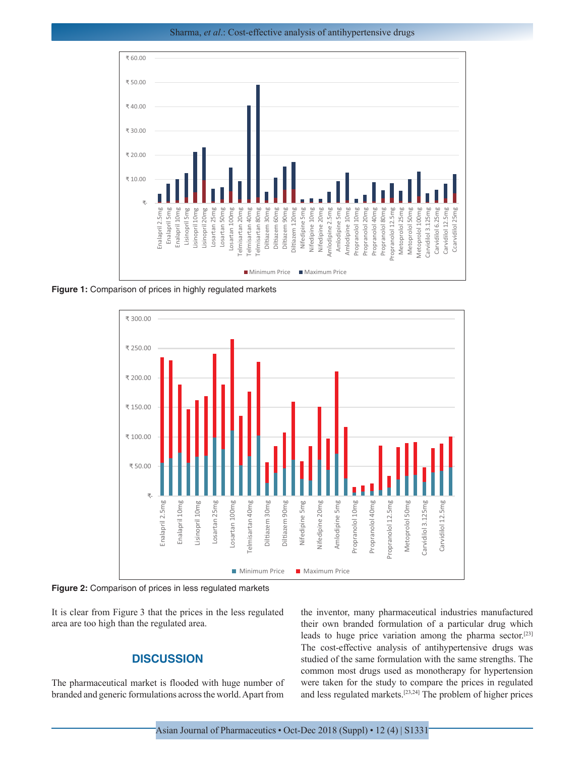**Figure 1:** Comparison of prices in highly regulated markets

**Figure 2:** Comparison of prices in less regulated markets

It is clear from Figure 3 that the prices in the less regulated area are too high than the regulated area.

## DISCUSSION

The pharmaceutical market is flooded with huge number of branded and generic formulations across the world. Apart from the inventor, many pharmaceutical industries manufactured their own branded formulation of a particular drug which leads to huge price variation among the pharma sector.[23] The cost-effective analysis of antihypertensive drugs was studied of the same formulation with the same strengths. The common most drugs used as monotherapy for hypertension were taken for the study to compare the prices in regulated and less regulated markets.[23,24] The problem of higher prices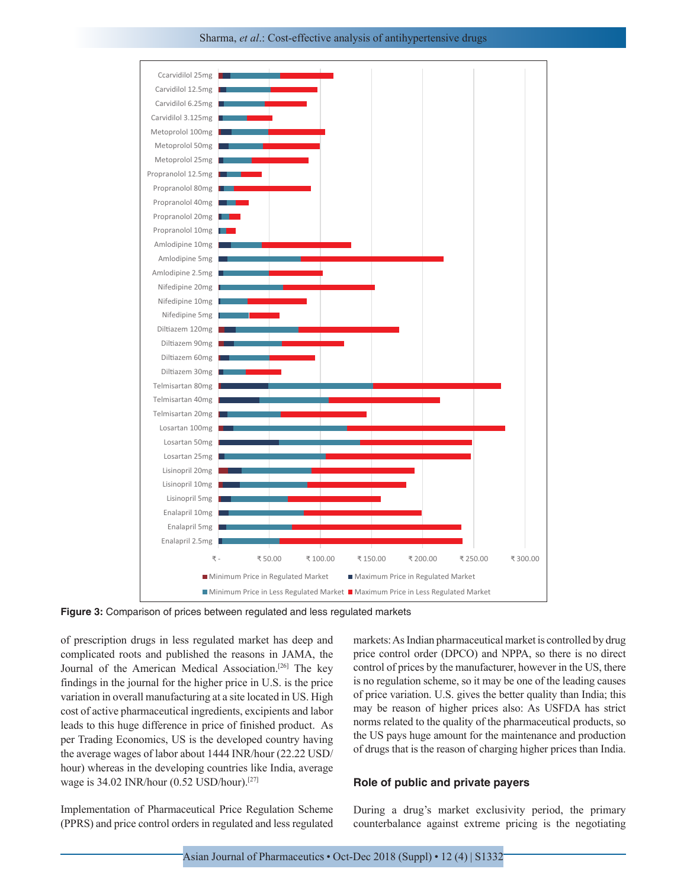**Figure 3:** Comparison of prices between regulated and less regulated markets

of prescription drugs in less regulated market has deep and complicated roots and published the reasons in JAMA, the Journal of the American Medical Association.[26] The key findings in the journal for the higher price in U.S. is the price variation in overall manufacturing at a site located in US. High cost of active pharmaceutical ingredients, excipients and labor leads to this huge difference in price of finished product. As per Trading Economics, US is the developed country having the average wages of labor about 1444 INR/hour (22.22 USD/hour) whereas in the developing countries like India, average wage is 34.02 INR/hour (0.52 USD/hour).[27]

Implementation of Pharmaceutical Price Regulation Scheme (PPRS) and price control orders in regulated and less regulated markets: As Indian pharmaceutical market is controlled by drug price control order (DPCO) and NPPA, so there is no direct control of prices by the manufacturer, however in the US, there is no regulation scheme, so it may be one of the leading causes of price variation. U.S. gives the better quality than India; this may be reason of higher prices also: As USFDA has strict norms related to the quality of the pharmaceutical products, so the US pays huge amount for the maintenance and production of drugs that is the reason of charging higher prices than India.

## Role of public and private payers

During a drug's market exclusivity period, the primary counterbalance against extreme pricing is the negotiating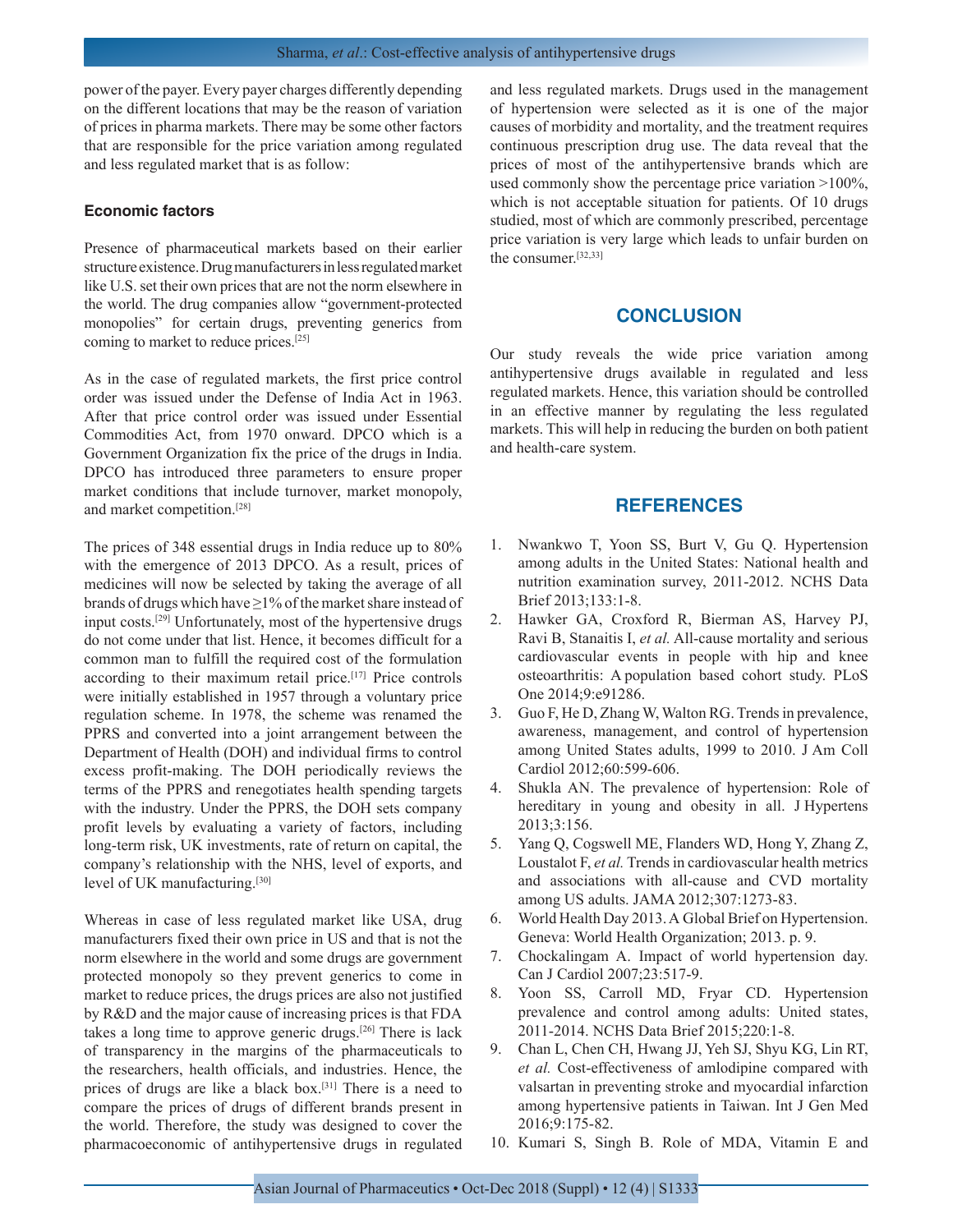power of the payer. Every payer charges differently depending on the different locations that may be the reason of variation of prices in pharma markets. There may be some other factors that are responsible for the price variation among regulated and less regulated market that is as follow:

### Economic factors

Presence of pharmaceutical markets based on their earlier structure existence. Drug manufacturers in less regulated market like U.S. set their own prices that are not the norm elsewhere in the world. The drug companies allow "government-protected monopolies" for certain drugs, preventing generics from coming to market to reduce prices.[25]

As in the case of regulated markets, the first price control order was issued under the Defense of India Act in 1963. After that price control order was issued under Essential Commodities Act, from 1970 onward. DPCO which is a Government Organization fix the price of the drugs in India. DPCO has introduced three parameters to ensure proper market conditions that include turnover, market monopoly, and market competition.[28]

The prices of 348 essential drugs in India reduce up to 80% with the emergence of 2013 DPCO. As a result, prices of medicines will now be selected by taking the average of all brands of drugs which have ≥1% of the market share instead of input costs.[29] Unfortunately, most of the hypertensive drugs do not come under that list. Hence, it becomes difficult for a common man to fulfill the required cost of the formulation according to their maximum retail price.[17] Price controls were initially established in 1957 through a voluntary price regulation scheme. In 1978, the scheme was renamed the PPRS and converted into a joint arrangement between the Department of Health (DOH) and individual firms to control excess profit-making. The DOH periodically reviews the terms of the PPRS and renegotiates health spending targets with the industry. Under the PPRS, the DOH sets company profit levels by evaluating a variety of factors, including long-term risk, UK investments, rate of return on capital, the company's relationship with the NHS, level of exports, and level of UK manufacturing.[30]

Whereas in case of less regulated market like USA, drug manufacturers fixed their own price in US and that is not the norm elsewhere in the world and some drugs are government protected monopoly so they prevent generics to come in market to reduce prices, the drugs prices are also not justified by R&D and the major cause of increasing prices is that FDA takes a long time to approve generic drugs.[26] There is lack of transparency in the margins of the pharmaceuticals to the researchers, health officials, and industries. Hence, the prices of drugs are like a black box.[31] There is a need to compare the prices of drugs of different brands present in the world. Therefore, the study was designed to cover the pharmacoeconomic of antihypertensive drugs in regulated and less regulated markets. Drugs used in the management of hypertension were selected as it is one of the major causes of morbidity and mortality, and the treatment requires continuous prescription drug use. The data reveal that the prices of most of the antihypertensive brands which are used commonly show the percentage price variation >100%, which is not acceptable situation for patients. Of 10 drugs studied, most of which are commonly prescribed, percentage price variation is very large which leads to unfair burden on the consumer.[32,33]

## CONCLUSION

Our study reveals the wide price variation among antihypertensive drugs available in regulated and less regulated markets. Hence, this variation should be controlled in an effective manner by regulating the less regulated markets. This will help in reducing the burden on both patient and health-care system.

## REFERENCES

1. Nwankwo T, Yoon SS, Burt V, Gu Q. Hypertension among adults in the United States: National health and nutrition examination survey, 2011-2012. NCHS Data Brief 2013;133:1-8.
2. Hawker GA, Croxford R, Bierman AS, Harvey PJ, Ravi B, Stanaitis I, *et al.* All-cause mortality and serious cardiovascular events in people with hip and knee osteoarthritis: A population based cohort study. PLoS One 2014;9:e91286.
3. Guo F, He D, Zhang W, Walton RG. Trends in prevalence, awareness, management, and control of hypertension among United States adults, 1999 to 2010. J Am Coll Cardiol 2012;60:599-606.
4. Shukla AN. The prevalence of hypertension: Role of hereditary in young and obesity in all. J Hypertens 2013;3:156.
5. Yang Q, Cogswell ME, Flanders WD, Hong Y, Zhang Z, Loustalot F, *et al.* Trends in cardiovascular health metrics and associations with all-cause and CVD mortality among US adults. JAMA 2012;307:1273-83.
6. World Health Day 2013. A Global Brief on Hypertension. Geneva: World Health Organization; 2013. p. 9.
7. Chockalingam A. Impact of world hypertension day. Can J Cardiol 2007;23:517-9.
8. Yoon SS, Carroll MD, Fryar CD. Hypertension prevalence and control among adults: United states, 2011-2014. NCHS Data Brief 2015;220:1-8.
9. Chan L, Chen CH, Hwang JJ, Yeh SJ, Shyu KG, Lin RT, *et al.* Cost-effectiveness of amlodipine compared with valsartan in preventing stroke and myocardial infarction among hypertensive patients in Taiwan. Int J Gen Med 2016;9:175-82.
10. Kumari S, Singh B. Role of MDA, Vitamin E and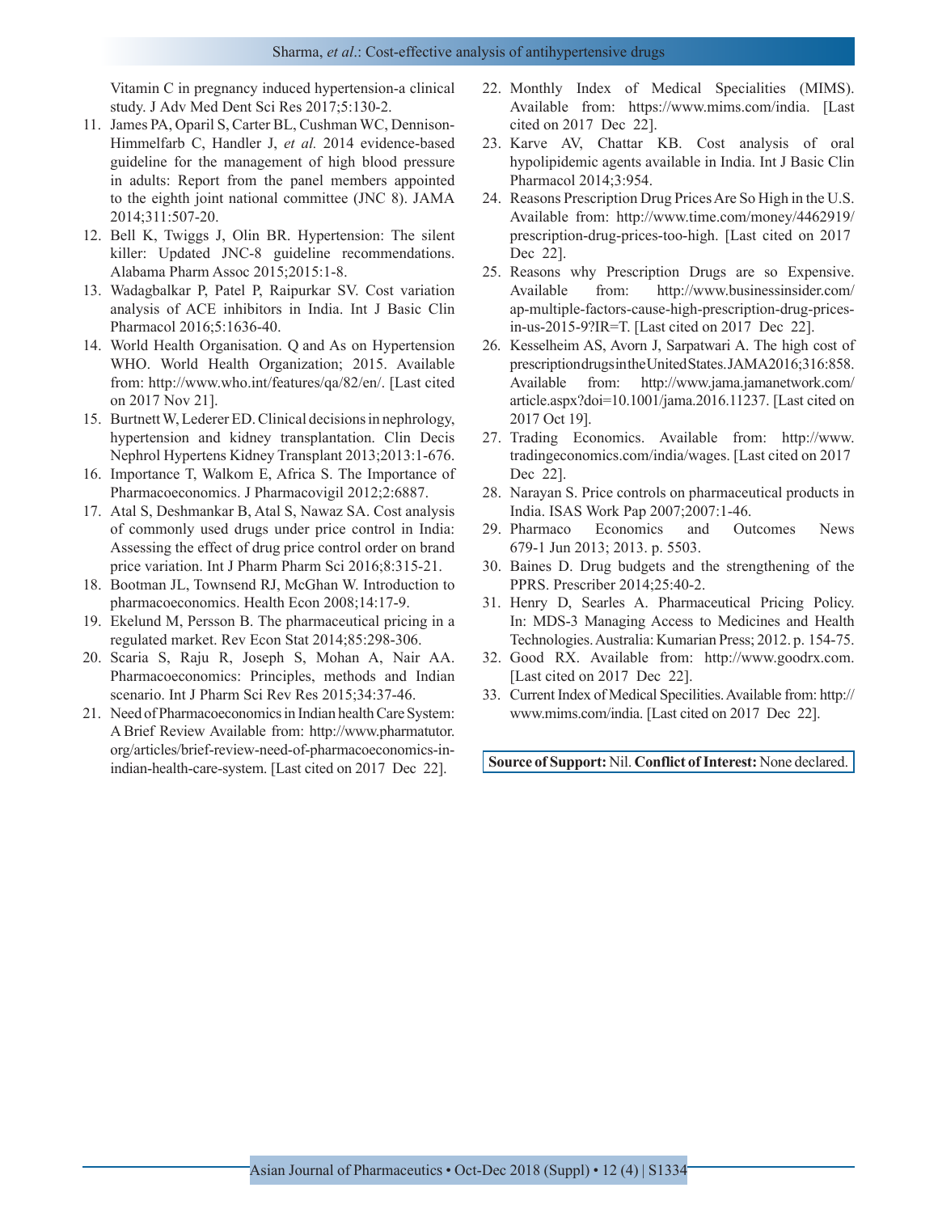Vitamin C in pregnancy induced hypertension-a clinical study. J Adv Med Dent Sci Res 2017;5:130-2.

11. James PA, Oparil S, Carter BL, Cushman WC, Dennison-Himmelfarb C, Handler J, *et al.* 2014 evidence-based guideline for the management of high blood pressure in adults: Report from the panel members appointed to the eighth joint national committee (JNC 8). JAMA 2014;311:507-20.
12. Bell K, Twiggs J, Olin BR. Hypertension: The silent killer: Updated JNC-8 guideline recommendations. Alabama Pharm Assoc 2015;2015:1-8.
13. Wadagbalkar P, Patel P, Raipurkar SV. Cost variation analysis of ACE inhibitors in India. Int J Basic Clin Pharmacol 2016;5:1636-40.
14. World Health Organisation. Q and As on Hypertension WHO. World Health Organization; 2015. Available from: http://www.who.int/features/qa/82/en/. [Last cited on 2017 Nov 21].
15. Burtnett W, Lederer ED. Clinical decisions in nephrology, hypertension and kidney transplantation. Clin Decis Nephrol Hypertens Kidney Transplant 2013;2013:1-676.
16. Importance T, Walkom E, Africa S. The Importance of Pharmacoeconomics. J Pharmacovigil 2012;2:6887.
17. Atal S, Deshmankar B, Atal S, Nawaz SA. Cost analysis of commonly used drugs under price control in India: Assessing the effect of drug price control order on brand price variation. Int J Pharm Pharm Sci 2016;8:315-21.
18. Bootman JL, Townsend RJ, McGhan W. Introduction to pharmacoeconomics. Health Econ 2008;14:17-9.
19. Ekelund M, Persson B. The pharmaceutical pricing in a regulated market. Rev Econ Stat 2014;85:298-306.
20. Scaria S, Raju R, Joseph S, Mohan A, Nair AA. Pharmacoeconomics: Principles, methods and Indian scenario. Int J Pharm Sci Rev Res 2015;34:37-46.
21. Need of Pharmacoeconomics in Indian health Care System: A Brief Review Available from: http://www.pharmatutor.org/articles/brief-review-need-of-pharmacoeconomics-in-indian-health-care-system. [Last cited on 2017 Dec 22].
22. Monthly Index of Medical Specialities (MIMS). Available from: https://www.mims.com/india. [Last cited on 2017 Dec 22].
23. Karve AV, Chattar KB. Cost analysis of oral hypolipidemic agents available in India. Int J Basic Clin Pharmacol 2014;3:954.
24. Reasons Prescription Drug Prices Are So High in the U.S. Available from: http://www.time.com/money/4462919/prescription-drug-prices-too-high. [Last cited on 2017 Dec 22].
25. Reasons why Prescription Drugs are so Expensive. Available from: http://www.businessinsider.com/ap-multiple-factors-cause-high-prescription-drug-prices-in-us-2015-9?IR=T. [Last cited on 2017 Dec 22].
26. Kesselheim AS, Avorn J, Sarpatwari A. The high cost of prescription drugs in the United States. JAMA 2016;316:858. Available from: http://www.jama.jamanetwork.com/article.aspx?doi=10.1001/jama.2016.11237. [Last cited on 2017 Oct 19].
27. Trading Economics. Available from: http://www.tradingeconomics.com/india/wages. [Last cited on 2017 Dec 22].
28. Narayan S. Price controls on pharmaceutical products in India. ISAS Work Pap 2007;2007:1-46.
29. Pharmaco Economics and Outcomes News 679-1 Jun 2013; 2013. p. 5503.
30. Baines D. Drug budgets and the strengthening of the PPRS. Prescriber 2014;25:40-2.
31. Henry D, Searles A. Pharmaceutical Pricing Policy. In: MDS-3 Managing Access to Medicines and Health Technologies. Australia: Kumarian Press; 2012. p. 154-75.
32. Good RX. Available from: http://www.goodrx.com. [Last cited on 2017 Dec 22].
33. Current Index of Medical Specilities. Available from: http://www.mims.com/india. [Last cited on 2017 Dec 22].

**Source of Support:** Nil. **Conflict of Interest:** None declared.